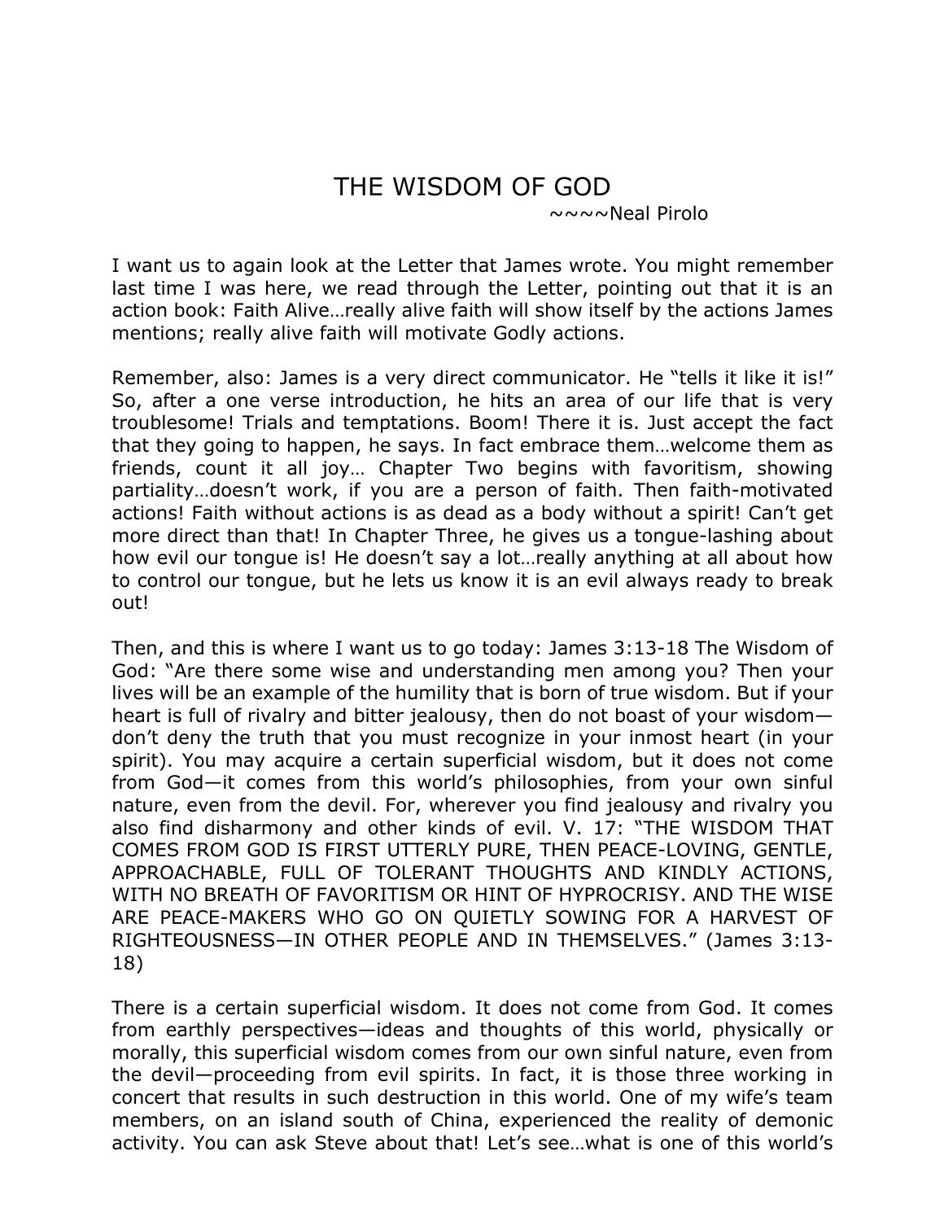# THE WISDOM OF GOD

~~~~Neal Pirolo

I want us to again look at the Letter that James wrote. You might remember last time I was here, we read through the Letter, pointing out that it is an action book: Faith Alive…really alive faith will show itself by the actions James mentions; really alive faith will motivate Godly actions.

Remember, also: James is a very direct communicator. He "tells it like it is!" So, after a one verse introduction, he hits an area of our life that is very troublesome! Trials and temptations. Boom! There it is. Just accept the fact that they going to happen, he says. In fact embrace them…welcome them as friends, count it all joy… Chapter Two begins with favoritism, showing partiality…doesn't work, if you are a person of faith. Then faith-motivated actions! Faith without actions is as dead as a body without a spirit! Can't get more direct than that! In Chapter Three, he gives us a tongue-lashing about how evil our tongue is! He doesn't say a lot…really anything at all about how to control our tongue, but he lets us know it is an evil always ready to break out!

Then, and this is where I want us to go today: James 3:13-18 The Wisdom of God: "Are there some wise and understanding men among you? Then your lives will be an example of the humility that is born of true wisdom. But if your heart is full of rivalry and bitter jealousy, then do not boast of your wisdom—don't deny the truth that you must recognize in your inmost heart (in your spirit). You may acquire a certain superficial wisdom, but it does not come from God—it comes from this world's philosophies, from your own sinful nature, even from the devil. For, wherever you find jealousy and rivalry you also find disharmony and other kinds of evil. V. 17: "THE WISDOM THAT COMES FROM GOD IS FIRST UTTERLY PURE, THEN PEACE-LOVING, GENTLE, APPROACHABLE, FULL OF TOLERANT THOUGHTS AND KINDLY ACTIONS, WITH NO BREATH OF FAVORITISM OR HINT OF HYPROCRISY. AND THE WISE ARE PEACE-MAKERS WHO GO ON QUIETLY SOWING FOR A HARVEST OF RIGHTEOUSNESS—IN OTHER PEOPLE AND IN THEMSELVES." (James 3:13-18)

There is a certain superficial wisdom. It does not come from God. It comes from earthly perspectives—ideas and thoughts of this world, physically or morally, this superficial wisdom comes from our own sinful nature, even from the devil—proceeding from evil spirits. In fact, it is those three working in concert that results in such destruction in this world. One of my wife's team members, on an island south of China, experienced the reality of demonic activity. You can ask Steve about that! Let's see…what is one of this world's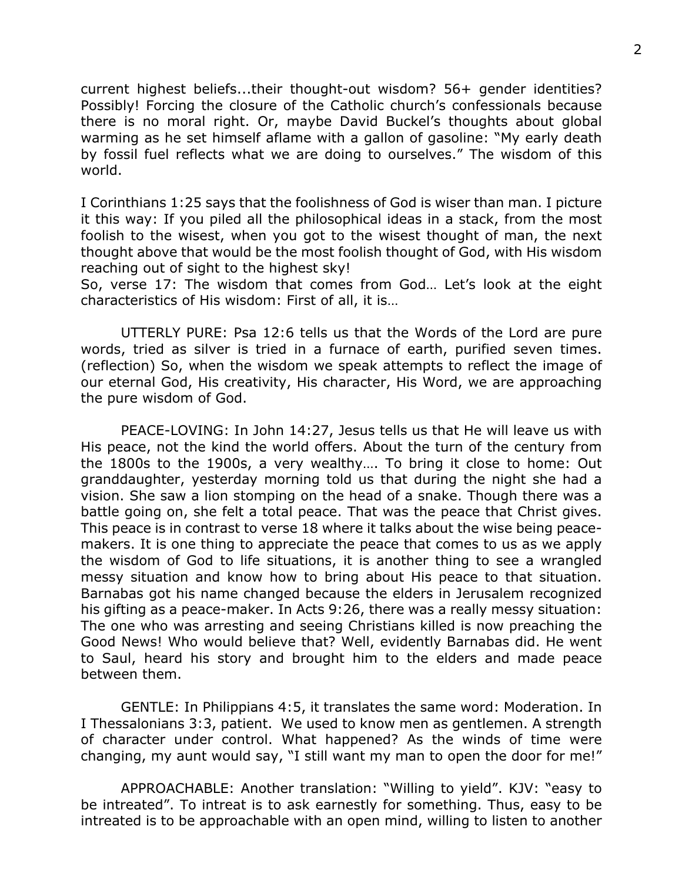current highest beliefs...their thought-out wisdom? 56+ gender identities? Possibly! Forcing the closure of the Catholic church's confessionals because there is no moral right. Or, maybe David Buckel's thoughts about global warming as he set himself aflame with a gallon of gasoline: "My early death by fossil fuel reflects what we are doing to ourselves." The wisdom of this world.

I Corinthians 1:25 says that the foolishness of God is wiser than man. I picture it this way: If you piled all the philosophical ideas in a stack, from the most foolish to the wisest, when you got to the wisest thought of man, the next thought above that would be the most foolish thought of God, with His wisdom reaching out of sight to the highest sky!
So, verse 17: The wisdom that comes from God… Let's look at the eight characteristics of His wisdom: First of all, it is…

UTTERLY PURE: Psa 12:6 tells us that the Words of the Lord are pure words, tried as silver is tried in a furnace of earth, purified seven times. (reflection) So, when the wisdom we speak attempts to reflect the image of our eternal God, His creativity, His character, His Word, we are approaching the pure wisdom of God.

PEACE-LOVING: In John 14:27, Jesus tells us that He will leave us with His peace, not the kind the world offers. About the turn of the century from the 1800s to the 1900s, a very wealthy…. To bring it close to home: Out granddaughter, yesterday morning told us that during the night she had a vision. She saw a lion stomping on the head of a snake. Though there was a battle going on, she felt a total peace. That was the peace that Christ gives. This peace is in contrast to verse 18 where it talks about the wise being peace-makers. It is one thing to appreciate the peace that comes to us as we apply the wisdom of God to life situations, it is another thing to see a wrangled messy situation and know how to bring about His peace to that situation. Barnabas got his name changed because the elders in Jerusalem recognized his gifting as a peace-maker. In Acts 9:26, there was a really messy situation: The one who was arresting and seeing Christians killed is now preaching the Good News! Who would believe that? Well, evidently Barnabas did. He went to Saul, heard his story and brought him to the elders and made peace between them.

GENTLE: In Philippians 4:5, it translates the same word: Moderation. In I Thessalonians 3:3, patient. We used to know men as gentlemen. A strength of character under control. What happened? As the winds of time were changing, my aunt would say, "I still want my man to open the door for me!"

APPROACHABLE: Another translation: "Willing to yield". KJV: "easy to be intreated". To intreat is to ask earnestly for something. Thus, easy to be intreated is to be approachable with an open mind, willing to listen to another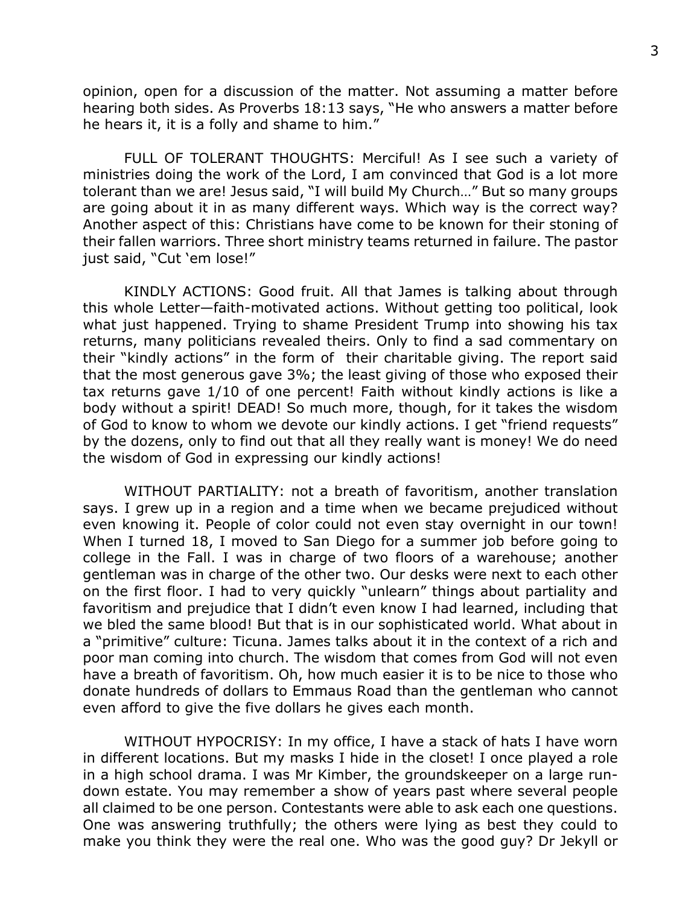opinion, open for a discussion of the matter. Not assuming a matter before hearing both sides. As Proverbs 18:13 says, "He who answers a matter before he hears it, it is a folly and shame to him."

FULL OF TOLERANT THOUGHTS: Merciful! As I see such a variety of ministries doing the work of the Lord, I am convinced that God is a lot more tolerant than we are! Jesus said, "I will build My Church…" But so many groups are going about it in as many different ways. Which way is the correct way? Another aspect of this: Christians have come to be known for their stoning of their fallen warriors. Three short ministry teams returned in failure. The pastor just said, "Cut 'em lose!"

KINDLY ACTIONS: Good fruit. All that James is talking about through this whole Letter—faith-motivated actions. Without getting too political, look what just happened. Trying to shame President Trump into showing his tax returns, many politicians revealed theirs. Only to find a sad commentary on their "kindly actions" in the form of their charitable giving. The report said that the most generous gave 3%; the least giving of those who exposed their tax returns gave 1/10 of one percent! Faith without kindly actions is like a body without a spirit! DEAD! So much more, though, for it takes the wisdom of God to know to whom we devote our kindly actions. I get "friend requests" by the dozens, only to find out that all they really want is money! We do need the wisdom of God in expressing our kindly actions!

WITHOUT PARTIALITY: not a breath of favoritism, another translation says. I grew up in a region and a time when we became prejudiced without even knowing it. People of color could not even stay overnight in our town! When I turned 18, I moved to San Diego for a summer job before going to college in the Fall. I was in charge of two floors of a warehouse; another gentleman was in charge of the other two. Our desks were next to each other on the first floor. I had to very quickly "unlearn" things about partiality and favoritism and prejudice that I didn't even know I had learned, including that we bled the same blood! But that is in our sophisticated world. What about in a "primitive" culture: Ticuna. James talks about it in the context of a rich and poor man coming into church. The wisdom that comes from God will not even have a breath of favoritism. Oh, how much easier it is to be nice to those who donate hundreds of dollars to Emmaus Road than the gentleman who cannot even afford to give the five dollars he gives each month.

WITHOUT HYPOCRISY: In my office, I have a stack of hats I have worn in different locations. But my masks I hide in the closet! I once played a role in a high school drama. I was Mr Kimber, the groundskeeper on a large run-down estate. You may remember a show of years past where several people all claimed to be one person. Contestants were able to ask each one questions. One was answering truthfully; the others were lying as best they could to make you think they were the real one. Who was the good guy? Dr Jekyll or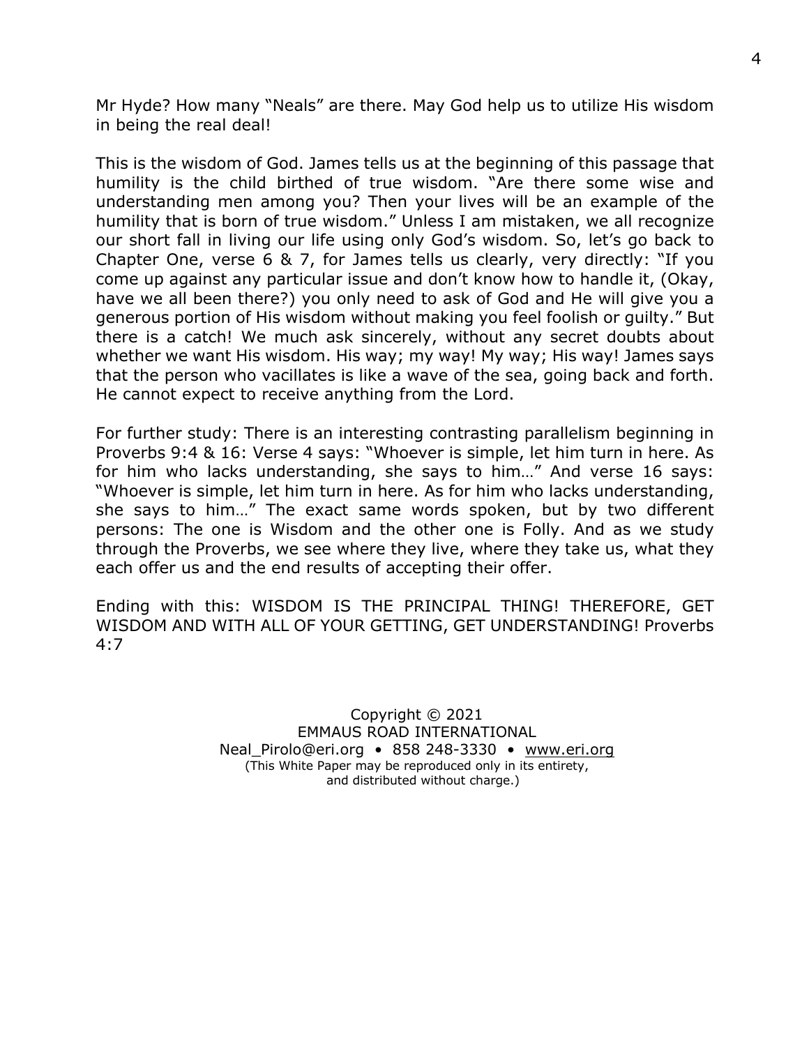Mr Hyde? How many "Neals" are there. May God help us to utilize His wisdom in being the real deal!

This is the wisdom of God. James tells us at the beginning of this passage that humility is the child birthed of true wisdom. "Are there some wise and understanding men among you? Then your lives will be an example of the humility that is born of true wisdom." Unless I am mistaken, we all recognize our short fall in living our life using only God's wisdom. So, let's go back to Chapter One, verse 6 & 7, for James tells us clearly, very directly: "If you come up against any particular issue and don't know how to handle it, (Okay, have we all been there?) you only need to ask of God and He will give you a generous portion of His wisdom without making you feel foolish or guilty." But there is a catch! We much ask sincerely, without any secret doubts about whether we want His wisdom. His way; my way! My way; His way! James says that the person who vacillates is like a wave of the sea, going back and forth. He cannot expect to receive anything from the Lord.

For further study: There is an interesting contrasting parallelism beginning in Proverbs 9:4 & 16: Verse 4 says: "Whoever is simple, let him turn in here. As for him who lacks understanding, she says to him…" And verse 16 says: "Whoever is simple, let him turn in here. As for him who lacks understanding, she says to him…" The exact same words spoken, but by two different persons: The one is Wisdom and the other one is Folly. And as we study through the Proverbs, we see where they live, where they take us, what they each offer us and the end results of accepting their offer.

Ending with this: WISDOM IS THE PRINCIPAL THING! THEREFORE, GET WISDOM AND WITH ALL OF YOUR GETTING, GET UNDERSTANDING! Proverbs 4:7

Copyright © 2021
EMMAUS ROAD INTERNATIONAL
Neal_Pirolo@eri.org • 858 248-3330 • www.eri.org
(This White Paper may be reproduced only in its entirety, and distributed without charge.)